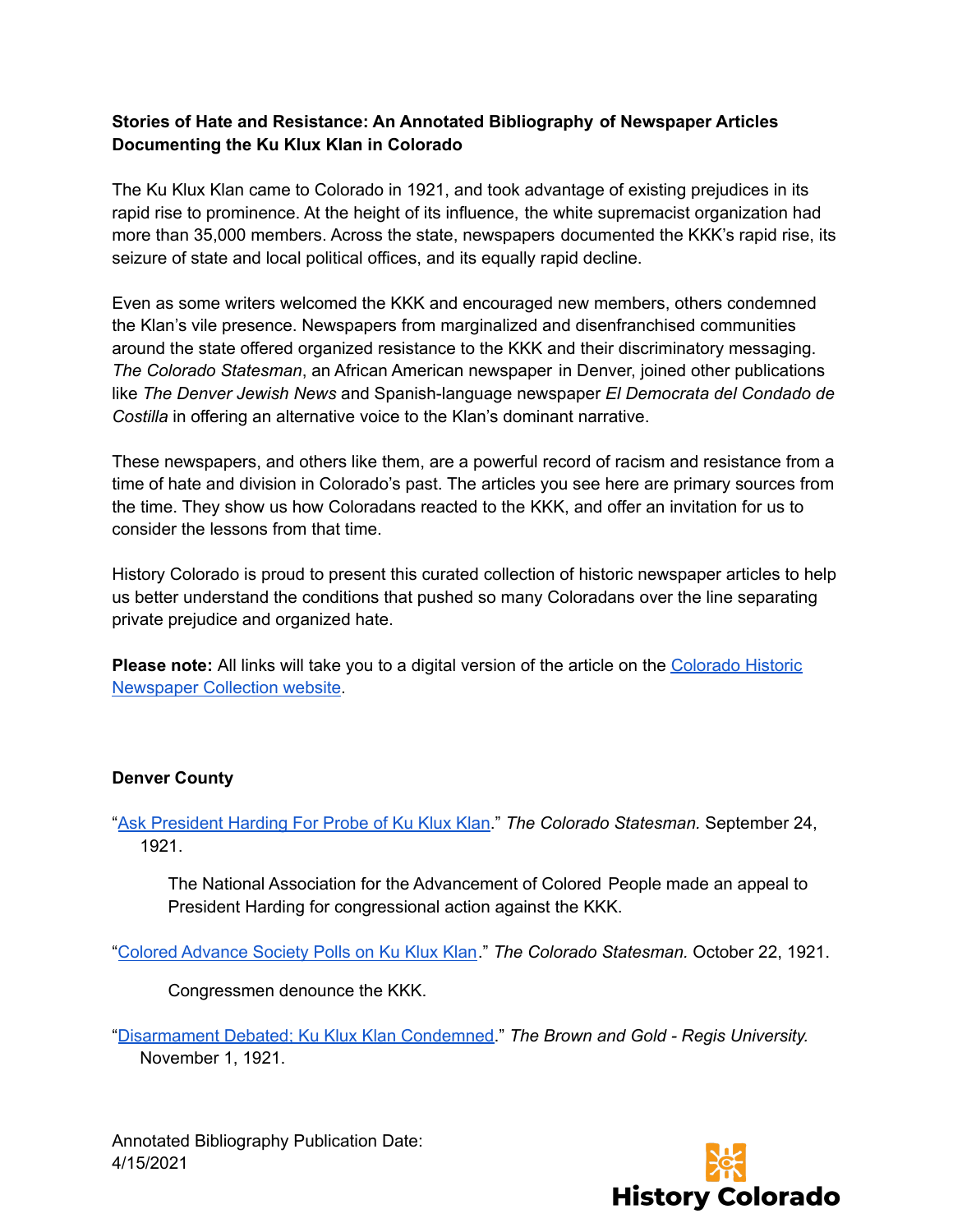**Stories of Hate and Resistance: An Annotated Bibliography of Newspaper Articles Documenting the Ku Klux Klan in Colorado**

The Ku Klux Klan came to Colorado in 1921, and took advantage of existing prejudices in its rapid rise to prominence. At the height of its influence, the white supremacist organization had more than 35,000 members. Across the state, newspapers documented the KKK's rapid rise, its seizure of state and local political offices, and its equally rapid decline.

Even as some writers welcomed the KKK and encouraged new members, others condemned the Klan's vile presence. Newspapers from marginalized and disenfranchised communities around the state offered organized resistance to the KKK and their discriminatory messaging. *The Colorado Statesman*, an African American newspaper in Denver, joined other publications like *The Denver Jewish News* and Spanish-language newspaper *El Democrata del Condado de Costilla* in offering an alternative voice to the Klan's dominant narrative.

These newspapers, and others like them, are a powerful record of racism and resistance from a time of hate and division in Colorado's past. The articles you see here are primary sources from the time. They show us how Coloradans reacted to the KKK, and offer an invitation for us to consider the lessons from that time.

History Colorado is proud to present this curated collection of historic newspaper articles to help us better understand the conditions that pushed so many Coloradans over the line separating private prejudice and organized hate.

**Please note:** All links will take you to a digital version of the article on the Colorado Historic Newspaper Collection website.

**Denver County**

"Ask President Harding For Probe of Ku Klux Klan." *The Colorado Statesman.* September 24, 1921.

> The National Association for the Advancement of Colored People made an appeal to President Harding for congressional action against the KKK.

"Colored Advance Society Polls on Ku Klux Klan." *The Colorado Statesman.* October 22, 1921.

> Congressmen denounce the KKK.

"Disarmament Debated; Ku Klux Klan Condemned." *The Brown and Gold - Regis University.* November 1, 1921.

Annotated Bibliography Publication Date:
4/15/2021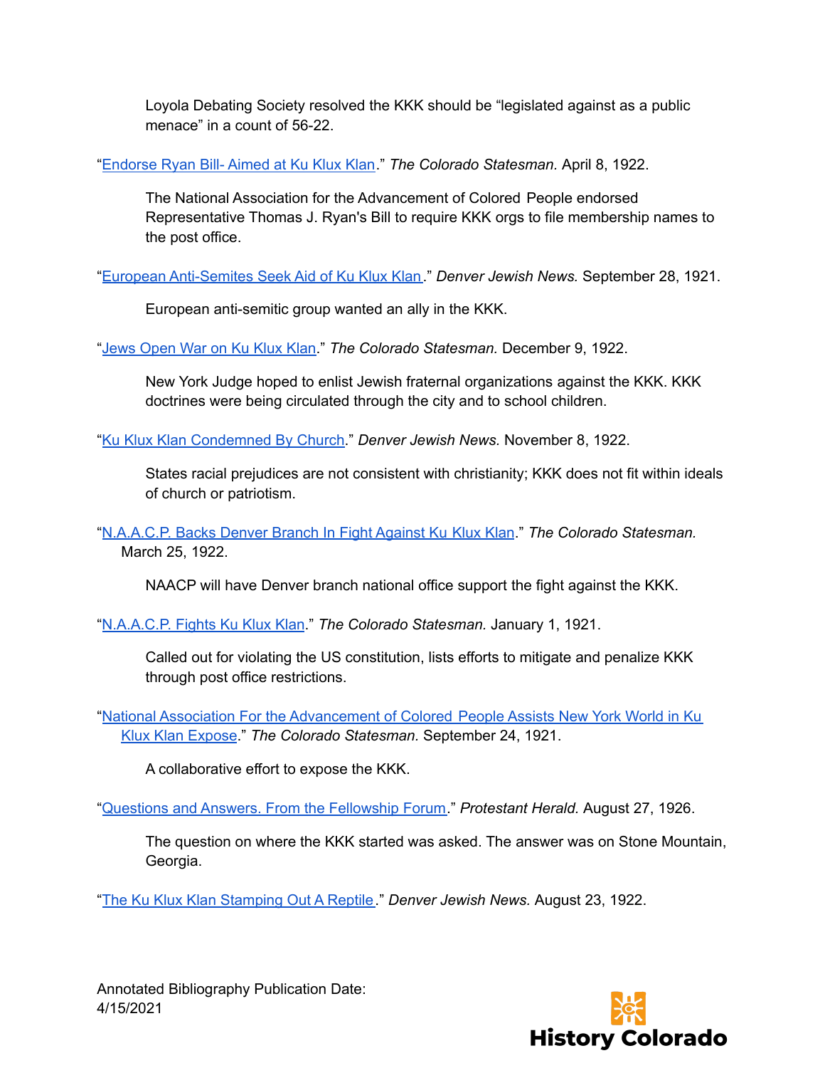Loyola Debating Society resolved the KKK should be "legislated against as a public menace" in a count of 56-22.

"Endorse Ryan Bill- Aimed at Ku Klux Klan." *The Colorado Statesman.* April 8, 1922.

The National Association for the Advancement of Colored People endorsed Representative Thomas J. Ryan's Bill to require KKK orgs to file membership names to the post office.

"European Anti-Semites Seek Aid of Ku Klux Klan." *Denver Jewish News.* September 28, 1921.

European anti-semitic group wanted an ally in the KKK.

"Jews Open War on Ku Klux Klan." *The Colorado Statesman.* December 9, 1922.

New York Judge hoped to enlist Jewish fraternal organizations against the KKK. KKK doctrines were being circulated through the city and to school children.

"Ku Klux Klan Condemned By Church." *Denver Jewish News.* November 8, 1922.

States racial prejudices are not consistent with christianity; KKK does not fit within ideals of church or patriotism.

"N.A.A.C.P. Backs Denver Branch In Fight Against Ku Klux Klan." *The Colorado Statesman.* March 25, 1922.

NAACP will have Denver branch national office support the fight against the KKK.

"N.A.A.C.P. Fights Ku Klux Klan." *The Colorado Statesman.* January 1, 1921.

Called out for violating the US constitution, lists efforts to mitigate and penalize KKK through post office restrictions.

"National Association For the Advancement of Colored People Assists New York World in Ku Klux Klan Expose." *The Colorado Statesman.* September 24, 1921.

A collaborative effort to expose the KKK.

"Questions and Answers. From the Fellowship Forum." *Protestant Herald.* August 27, 1926.

The question on where the KKK started was asked. The answer was on Stone Mountain, Georgia.

"The Ku Klux Klan Stamping Out A Reptile." *Denver Jewish News.* August 23, 1922.

Annotated Bibliography Publication Date:
4/15/2021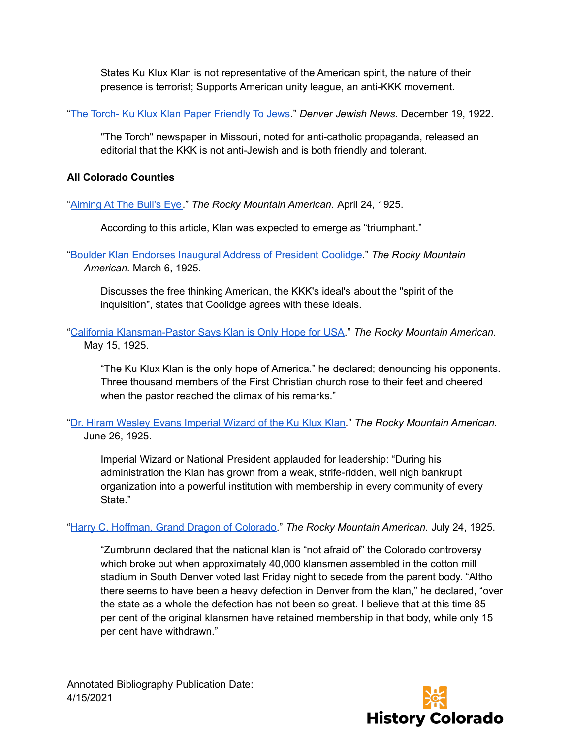States Ku Klux Klan is not representative of the American spirit, the nature of their presence is terrorist; Supports American unity league, an anti-KKK movement.

"[The Torch- Ku Klux Klan Paper Friendly To Jews]()." *Denver Jewish News.* December 19, 1922.

> "The Torch" newspaper in Missouri, noted for anti-catholic propaganda, released an editorial that the KKK is not anti-Jewish and is both friendly and tolerant.

**All Colorado Counties**

"[Aiming At The Bull's Eye]()." *The Rocky Mountain American.* April 24, 1925.

> According to this article, Klan was expected to emerge as "triumphant."

"[Boulder Klan Endorses Inaugural Address of President Coolidge]()." *The Rocky Mountain American.* March 6, 1925.

> Discusses the free thinking American, the KKK's ideal's about the "spirit of the inquisition", states that Coolidge agrees with these ideals.

"[California Klansman-Pastor Says Klan is Only Hope for USA]()." *The Rocky Mountain American.* May 15, 1925.

> "The Ku Klux Klan is the only hope of America." he declared; denouncing his opponents. Three thousand members of the First Christian church rose to their feet and cheered when the pastor reached the climax of his remarks."

"[Dr. Hiram Wesley Evans Imperial Wizard of the Ku Klux Klan]()." *The Rocky Mountain American.* June 26, 1925.

> Imperial Wizard or National President applauded for leadership: "During his administration the Klan has grown from a weak, strife-ridden, well nigh bankrupt organization into a powerful institution with membership in every community of every State."

"[Harry C. Hoffman, Grand Dragon of Colorado]()." *The Rocky Mountain American.* July 24, 1925.

> "Zumbrunn declared that the national klan is "not afraid of" the Colorado controversy which broke out when approximately 40,000 klansmen assembled in the cotton mill stadium in South Denver voted last Friday night to secede from the parent body. "Altho there seems to have been a heavy defection in Denver from the klan," he declared, "over the state as a whole the defection has not been so great. I believe that at this time 85 per cent of the original klansmen have retained membership in that body, while only 15 per cent have withdrawn."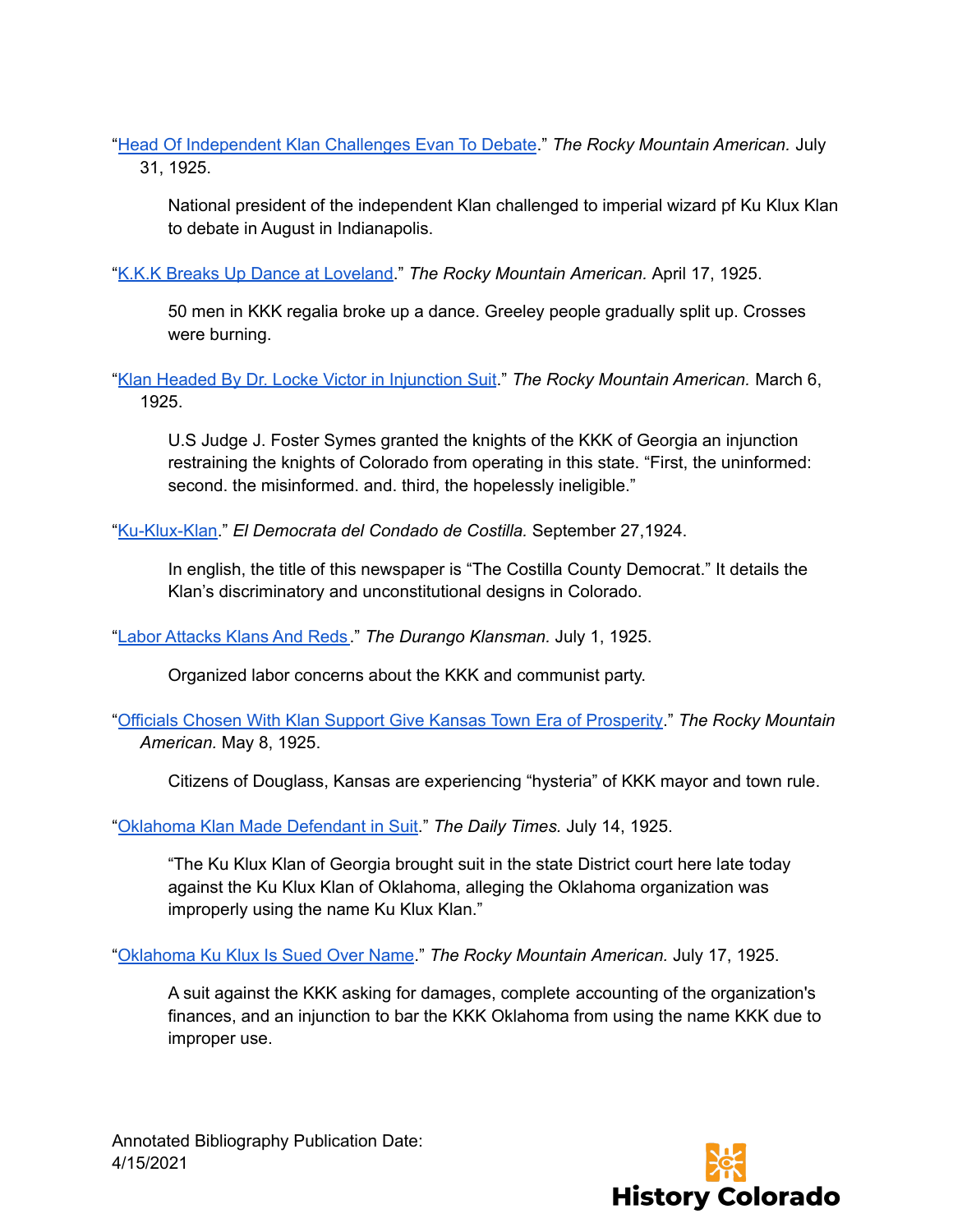"Head Of Independent Klan Challenges Evan To Debate." *The Rocky Mountain American.* July 31, 1925.

> National president of the independent Klan challenged to imperial wizard pf Ku Klux Klan to debate in August in Indianapolis.

"K.K.K Breaks Up Dance at Loveland." *The Rocky Mountain American.* April 17, 1925.

> 50 men in KKK regalia broke up a dance. Greeley people gradually split up. Crosses were burning.

"Klan Headed By Dr. Locke Victor in Injunction Suit." *The Rocky Mountain American.* March 6, 1925.

> U.S Judge J. Foster Symes granted the knights of the KKK of Georgia an injunction restraining the knights of Colorado from operating in this state. "First, the uninformed: second. the misinformed. and. third, the hopelessly ineligible."

"Ku-Klux-Klan." *El Democrata del Condado de Costilla.* September 27,1924.

> In english, the title of this newspaper is "The Costilla County Democrat." It details the Klan's discriminatory and unconstitutional designs in Colorado.

"Labor Attacks Klans And Reds." *The Durango Klansman.* July 1, 1925.

> Organized labor concerns about the KKK and communist party.

"Officials Chosen With Klan Support Give Kansas Town Era of Prosperity." *The Rocky Mountain American.* May 8, 1925.

> Citizens of Douglass, Kansas are experiencing "hysteria" of KKK mayor and town rule.

"Oklahoma Klan Made Defendant in Suit." *The Daily Times.* July 14, 1925.

> "The Ku Klux Klan of Georgia brought suit in the state District court here late today against the Ku Klux Klan of Oklahoma, alleging the Oklahoma organization was improperly using the name Ku Klux Klan."

"Oklahoma Ku Klux Is Sued Over Name." *The Rocky Mountain American.* July 17, 1925.

> A suit against the KKK asking for damages, complete accounting of the organization's finances, and an injunction to bar the KKK Oklahoma from using the name KKK due to improper use.

Annotated Bibliography Publication Date:
4/15/2021

History Colorado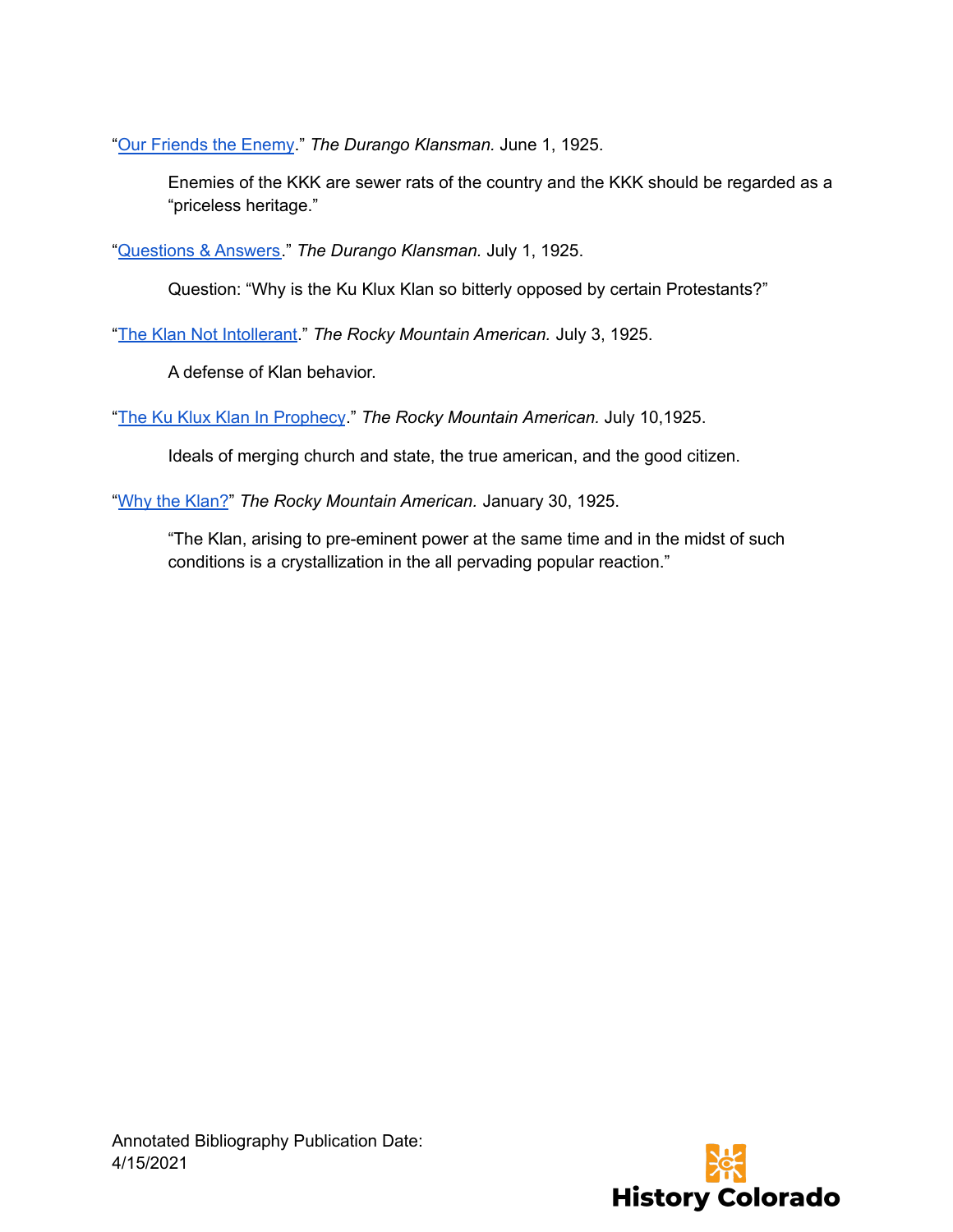"Our Friends the Enemy." *The Durango Klansman.* June 1, 1925.

> Enemies of the KKK are sewer rats of the country and the KKK should be regarded as a "priceless heritage."

"Questions & Answers." *The Durango Klansman.* July 1, 1925.

> Question: "Why is the Ku Klux Klan so bitterly opposed by certain Protestants?"

"The Klan Not Intollerant." *The Rocky Mountain American.* July 3, 1925.

> A defense of Klan behavior.

"The Ku Klux Klan In Prophecy." *The Rocky Mountain American.* July 10,1925.

> Ideals of merging church and state, the true american, and the good citizen.

"Why the Klan?" *The Rocky Mountain American.* January 30, 1925.

> "The Klan, arising to pre-eminent power at the same time and in the midst of such conditions is a crystallization in the all pervading popular reaction."

Annotated Bibliography Publication Date:
4/15/2021

History Colorado